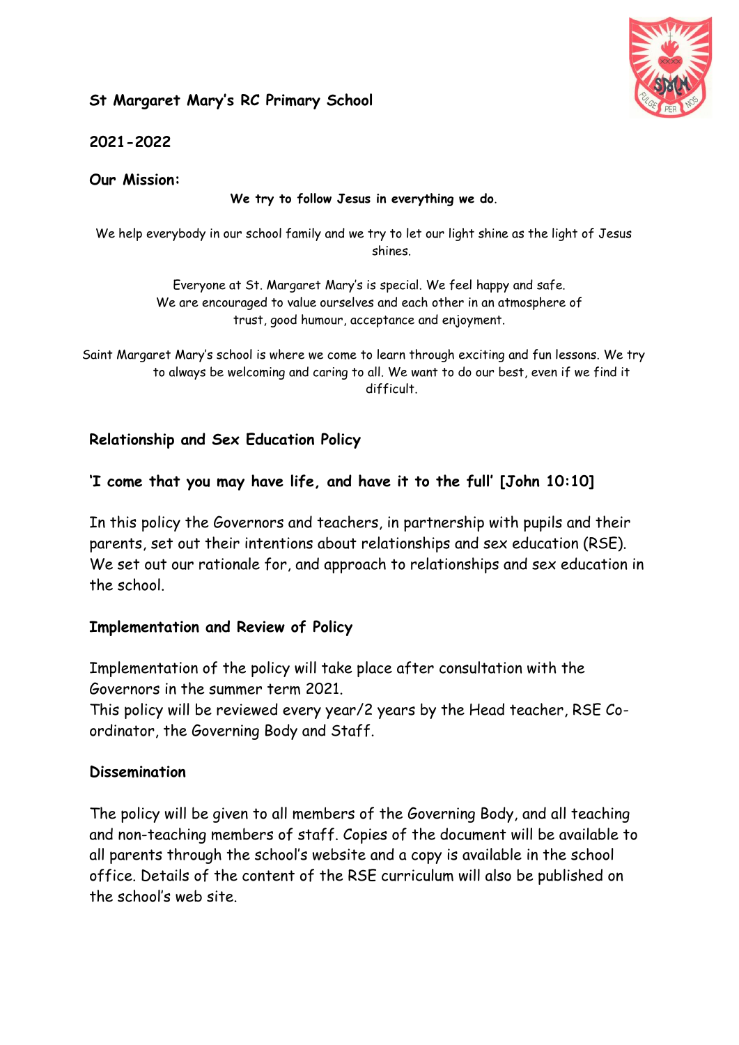# St Margaret Mary's RC Primary School

**2021-2022**

**Our Mission:**

**We try to follow Jesus in everything we do.**

We help everybody in our school family and we try to let our light shine as the light of Jesus shines.

Everyone at St. Margaret Mary's is special. We feel happy and safe.
We are encouraged to value ourselves and each other in an atmosphere of trust, good humour, acceptance and enjoyment.

Saint Margaret Mary's school is where we come to learn through exciting and fun lessons. We try to always be welcoming and caring to all. We want to do our best, even if we find it difficult.

## Relationship and Sex Education Policy

**'I come that you may have life, and have it to the full' [John 10:10]**

In this policy the Governors and teachers, in partnership with pupils and their parents, set out their intentions about relationships and sex education (RSE). We set out our rationale for, and approach to relationships and sex education in the school.

### Implementation and Review of Policy

Implementation of the policy will take place after consultation with the Governors in the summer term 2021.
This policy will be reviewed every year/2 years by the Head teacher, RSE Co-ordinator, the Governing Body and Staff.

### Dissemination

The policy will be given to all members of the Governing Body, and all teaching and non-teaching members of staff. Copies of the document will be available to all parents through the school's website and a copy is available in the school office. Details of the content of the RSE curriculum will also be published on the school's web site.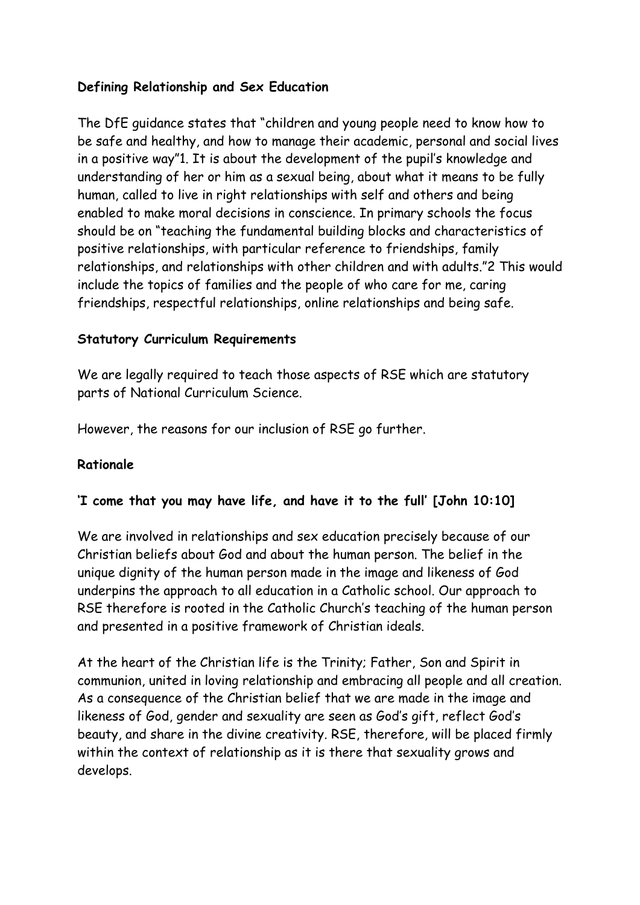**Defining Relationship and Sex Education**

The DfE guidance states that "children and young people need to know how to be safe and healthy, and how to manage their academic, personal and social lives in a positive way"[1]. It is about the development of the pupil's knowledge and understanding of her or him as a sexual being, about what it means to be fully human, called to live in right relationships with self and others and being enabled to make moral decisions in conscience. In primary schools the focus should be on "teaching the fundamental building blocks and characteristics of positive relationships, with particular reference to friendships, family relationships, and relationships with other children and with adults."[2] This would include the topics of families and the people of who care for me, caring friendships, respectful relationships, online relationships and being safe.

**Statutory Curriculum Requirements**

We are legally required to teach those aspects of RSE which are statutory parts of National Curriculum Science.

However, the reasons for our inclusion of RSE go further.

**Rationale**

**'I come that you may have life, and have it to the full' [John 10:10]**

We are involved in relationships and sex education precisely because of our Christian beliefs about God and about the human person. The belief in the unique dignity of the human person made in the image and likeness of God underpins the approach to all education in a Catholic school. Our approach to RSE therefore is rooted in the Catholic Church's teaching of the human person and presented in a positive framework of Christian ideals.

At the heart of the Christian life is the Trinity; Father, Son and Spirit in communion, united in loving relationship and embracing all people and all creation. As a consequence of the Christian belief that we are made in the image and likeness of God, gender and sexuality are seen as God's gift, reflect God's beauty, and share in the divine creativity. RSE, therefore, will be placed firmly within the context of relationship as it is there that sexuality grows and develops.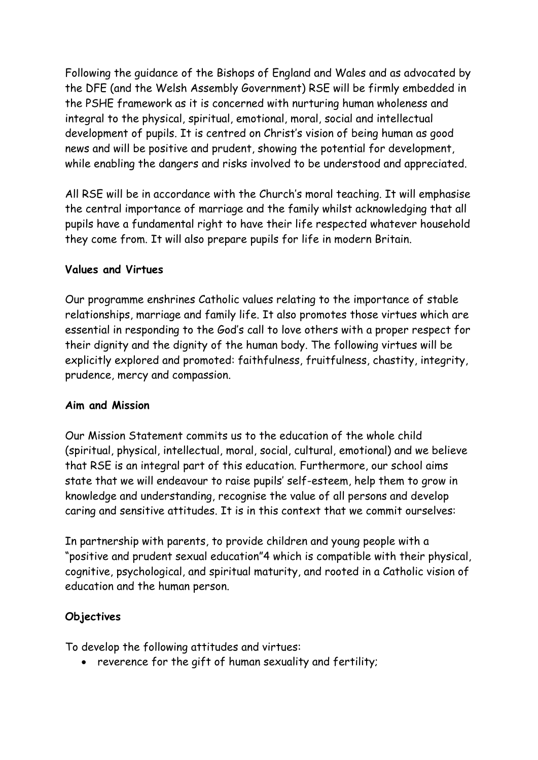Following the guidance of the Bishops of England and Wales and as advocated by the DFE (and the Welsh Assembly Government) RSE will be firmly embedded in the PSHE framework as it is concerned with nurturing human wholeness and integral to the physical, spiritual, emotional, moral, social and intellectual development of pupils. It is centred on Christ's vision of being human as good news and will be positive and prudent, showing the potential for development, while enabling the dangers and risks involved to be understood and appreciated.

All RSE will be in accordance with the Church's moral teaching. It will emphasise the central importance of marriage and the family whilst acknowledging that all pupils have a fundamental right to have their life respected whatever household they come from. It will also prepare pupils for life in modern Britain.

**Values and Virtues**

Our programme enshrines Catholic values relating to the importance of stable relationships, marriage and family life. It also promotes those virtues which are essential in responding to the God's call to love others with a proper respect for their dignity and the dignity of the human body. The following virtues will be explicitly explored and promoted: faithfulness, fruitfulness, chastity, integrity, prudence, mercy and compassion.

**Aim and Mission**

Our Mission Statement commits us to the education of the whole child (spiritual, physical, intellectual, moral, social, cultural, emotional) and we believe that RSE is an integral part of this education. Furthermore, our school aims state that we will endeavour to raise pupils' self-esteem, help them to grow in knowledge and understanding, recognise the value of all persons and develop caring and sensitive attitudes. It is in this context that we commit ourselves:

In partnership with parents, to provide children and young people with a "positive and prudent sexual education"[4] which is compatible with their physical, cognitive, psychological, and spiritual maturity, and rooted in a Catholic vision of education and the human person.

**Objectives**

To develop the following attitudes and virtues:

- reverence for the gift of human sexuality and fertility;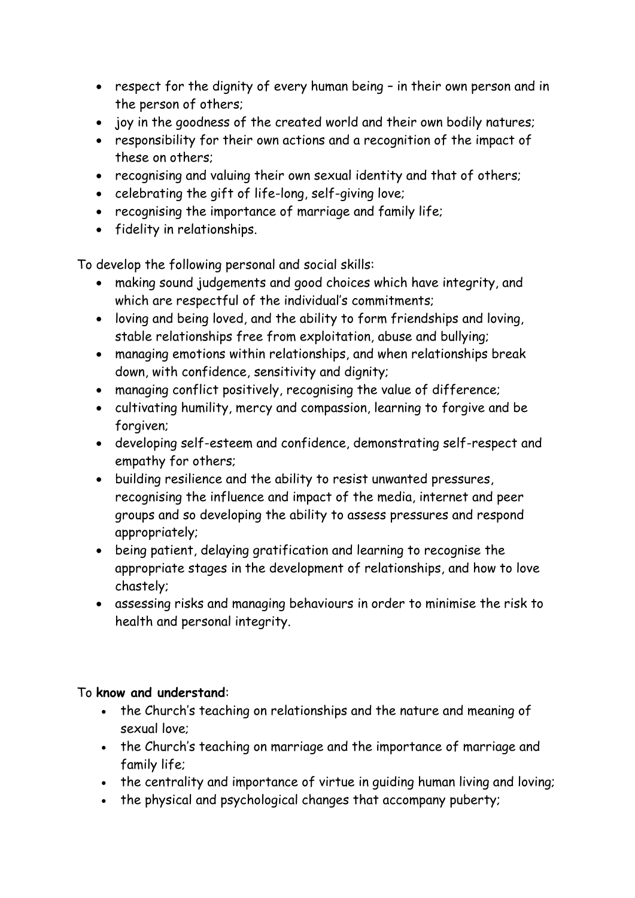- respect for the dignity of every human being – in their own person and in the person of others;
- joy in the goodness of the created world and their own bodily natures;
- responsibility for their own actions and a recognition of the impact of these on others;
- recognising and valuing their own sexual identity and that of others;
- celebrating the gift of life-long, self-giving love;
- recognising the importance of marriage and family life;
- fidelity in relationships.

To develop the following personal and social skills:

- making sound judgements and good choices which have integrity, and which are respectful of the individual's commitments;
- loving and being loved, and the ability to form friendships and loving, stable relationships free from exploitation, abuse and bullying;
- managing emotions within relationships, and when relationships break down, with confidence, sensitivity and dignity;
- managing conflict positively, recognising the value of difference;
- cultivating humility, mercy and compassion, learning to forgive and be forgiven;
- developing self-esteem and confidence, demonstrating self-respect and empathy for others;
- building resilience and the ability to resist unwanted pressures, recognising the influence and impact of the media, internet and peer groups and so developing the ability to assess pressures and respond appropriately;
- being patient, delaying gratification and learning to recognise the appropriate stages in the development of relationships, and how to love chastely;
- assessing risks and managing behaviours in order to minimise the risk to health and personal integrity.

To **know and understand**:

- the Church's teaching on relationships and the nature and meaning of sexual love;
- the Church's teaching on marriage and the importance of marriage and family life;
- the centrality and importance of virtue in guiding human living and loving;
- the physical and psychological changes that accompany puberty;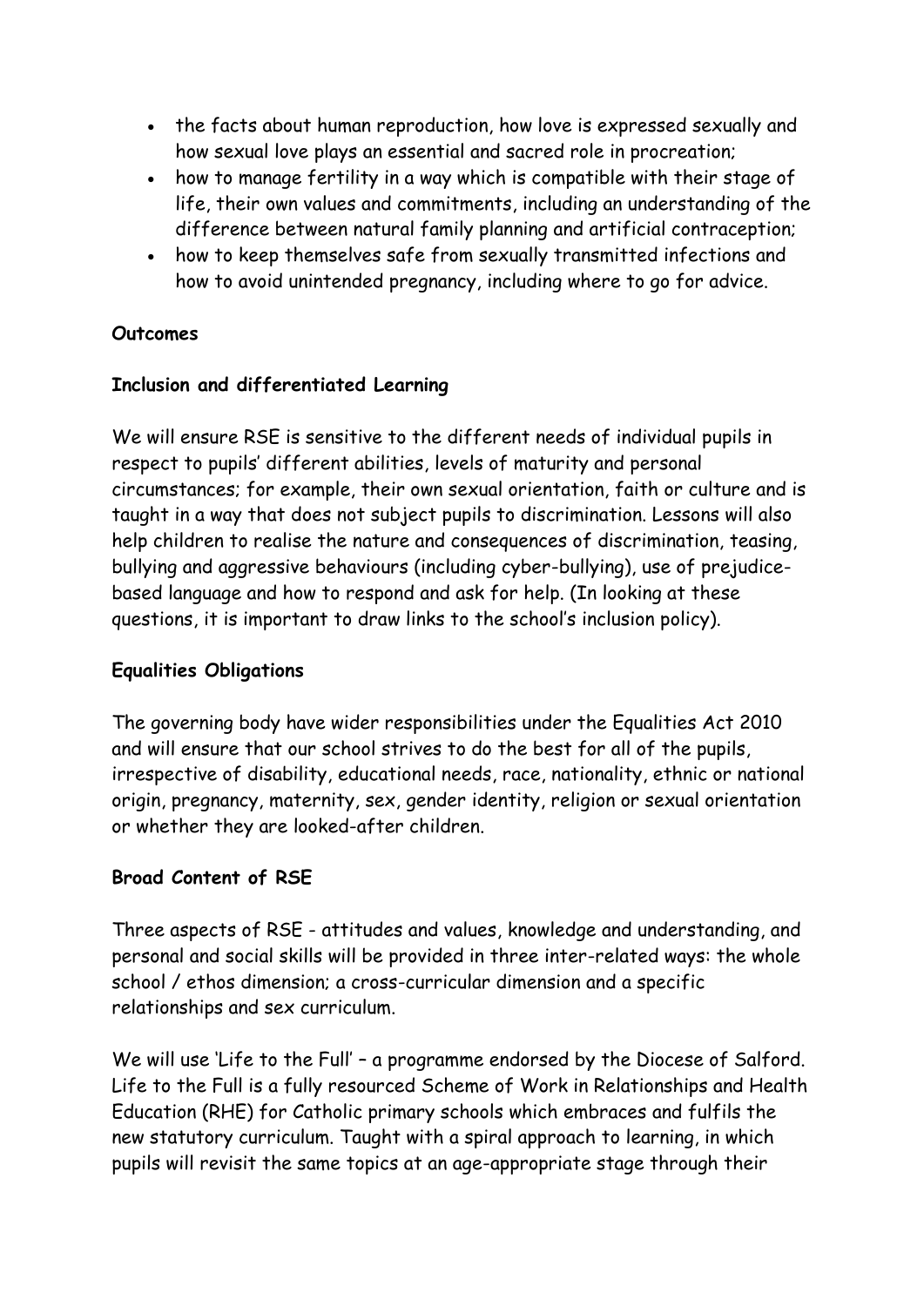- the facts about human reproduction, how love is expressed sexually and how sexual love plays an essential and sacred role in procreation;
- how to manage fertility in a way which is compatible with their stage of life, their own values and commitments, including an understanding of the difference between natural family planning and artificial contraception;
- how to keep themselves safe from sexually transmitted infections and how to avoid unintended pregnancy, including where to go for advice.

**Outcomes**

**Inclusion and differentiated Learning**

We will ensure RSE is sensitive to the different needs of individual pupils in respect to pupils' different abilities, levels of maturity and personal circumstances; for example, their own sexual orientation, faith or culture and is taught in a way that does not subject pupils to discrimination. Lessons will also help children to realise the nature and consequences of discrimination, teasing, bullying and aggressive behaviours (including cyber-bullying), use of prejudice-based language and how to respond and ask for help. (In looking at these questions, it is important to draw links to the school's inclusion policy).

**Equalities Obligations**

The governing body have wider responsibilities under the Equalities Act 2010 and will ensure that our school strives to do the best for all of the pupils, irrespective of disability, educational needs, race, nationality, ethnic or national origin, pregnancy, maternity, sex, gender identity, religion or sexual orientation or whether they are looked-after children.

**Broad Content of RSE**

Three aspects of RSE - attitudes and values, knowledge and understanding, and personal and social skills will be provided in three inter-related ways: the whole school / ethos dimension; a cross-curricular dimension and a specific relationships and sex curriculum.

We will use 'Life to the Full' – a programme endorsed by the Diocese of Salford. Life to the Full is a fully resourced Scheme of Work in Relationships and Health Education (RHE) for Catholic primary schools which embraces and fulfils the new statutory curriculum. Taught with a spiral approach to learning, in which pupils will revisit the same topics at an age-appropriate stage through their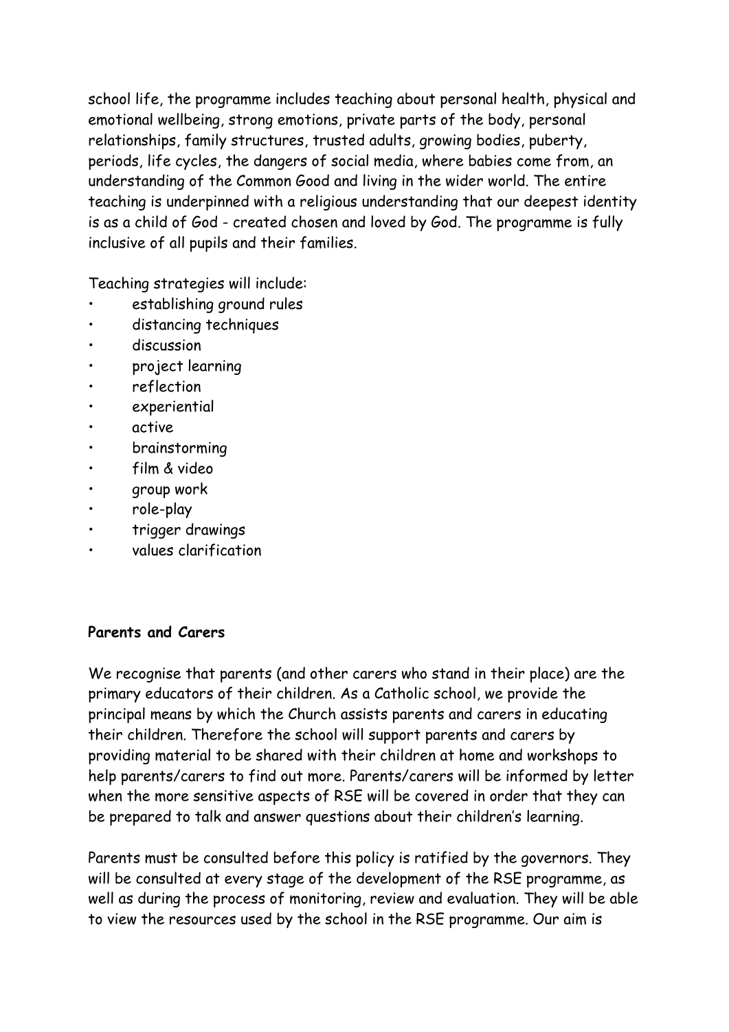school life, the programme includes teaching about personal health, physical and emotional wellbeing, strong emotions, private parts of the body, personal relationships, family structures, trusted adults, growing bodies, puberty, periods, life cycles, the dangers of social media, where babies come from, an understanding of the Common Good and living in the wider world. The entire teaching is underpinned with a religious understanding that our deepest identity is as a child of God - created chosen and loved by God. The programme is fully inclusive of all pupils and their families.

Teaching strategies will include:

- establishing ground rules
- distancing techniques
- discussion
- project learning
- reflection
- experiential
- active
- brainstorming
- film & video
- group work
- role-play
- trigger drawings
- values clarification

**Parents and Carers**

We recognise that parents (and other carers who stand in their place) are the primary educators of their children. As a Catholic school, we provide the principal means by which the Church assists parents and carers in educating their children. Therefore the school will support parents and carers by providing material to be shared with their children at home and workshops to help parents/carers to find out more. Parents/carers will be informed by letter when the more sensitive aspects of RSE will be covered in order that they can be prepared to talk and answer questions about their children's learning.

Parents must be consulted before this policy is ratified by the governors. They will be consulted at every stage of the development of the RSE programme, as well as during the process of monitoring, review and evaluation. They will be able to view the resources used by the school in the RSE programme. Our aim is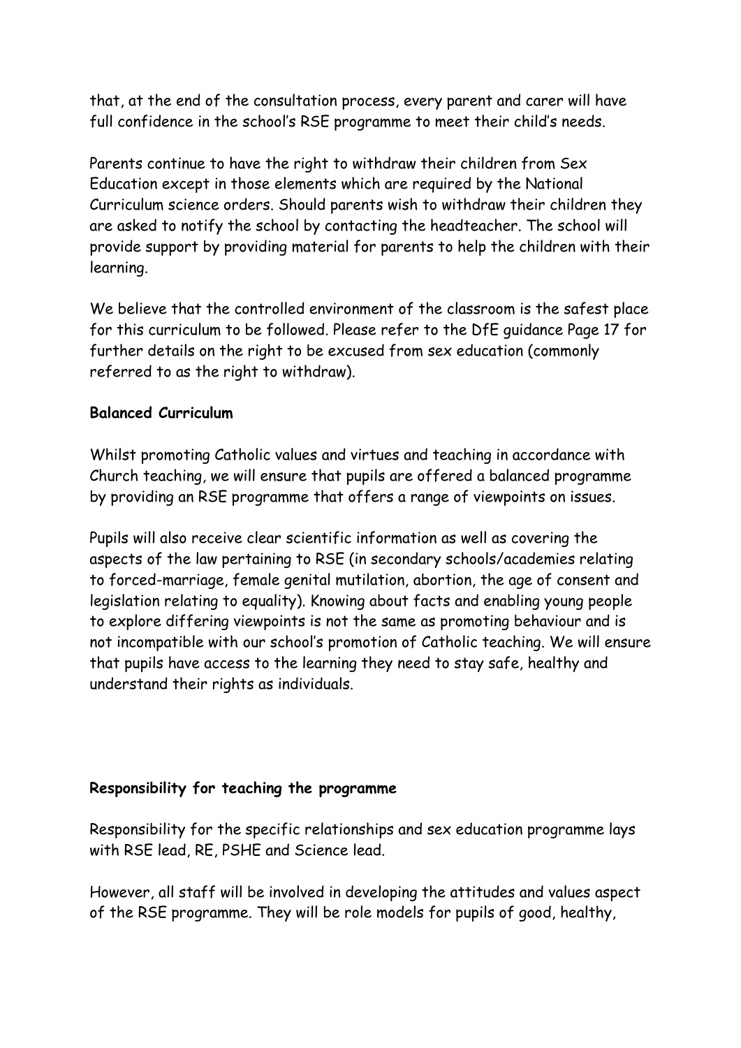that, at the end of the consultation process, every parent and carer will have full confidence in the school's RSE programme to meet their child's needs.

Parents continue to have the right to withdraw their children from Sex Education except in those elements which are required by the National Curriculum science orders. Should parents wish to withdraw their children they are asked to notify the school by contacting the headteacher. The school will provide support by providing material for parents to help the children with their learning.

We believe that the controlled environment of the classroom is the safest place for this curriculum to be followed. Please refer to the DfE guidance Page 17 for further details on the right to be excused from sex education (commonly referred to as the right to withdraw).

**Balanced Curriculum**

Whilst promoting Catholic values and virtues and teaching in accordance with Church teaching, we will ensure that pupils are offered a balanced programme by providing an RSE programme that offers a range of viewpoints on issues.

Pupils will also receive clear scientific information as well as covering the aspects of the law pertaining to RSE (in secondary schools/academies relating to forced-marriage, female genital mutilation, abortion, the age of consent and legislation relating to equality). Knowing about facts and enabling young people to explore differing viewpoints is not the same as promoting behaviour and is not incompatible with our school's promotion of Catholic teaching. We will ensure that pupils have access to the learning they need to stay safe, healthy and understand their rights as individuals.

**Responsibility for teaching the programme**

Responsibility for the specific relationships and sex education programme lays with RSE lead, RE, PSHE and Science lead.

However, all staff will be involved in developing the attitudes and values aspect of the RSE programme. They will be role models for pupils of good, healthy,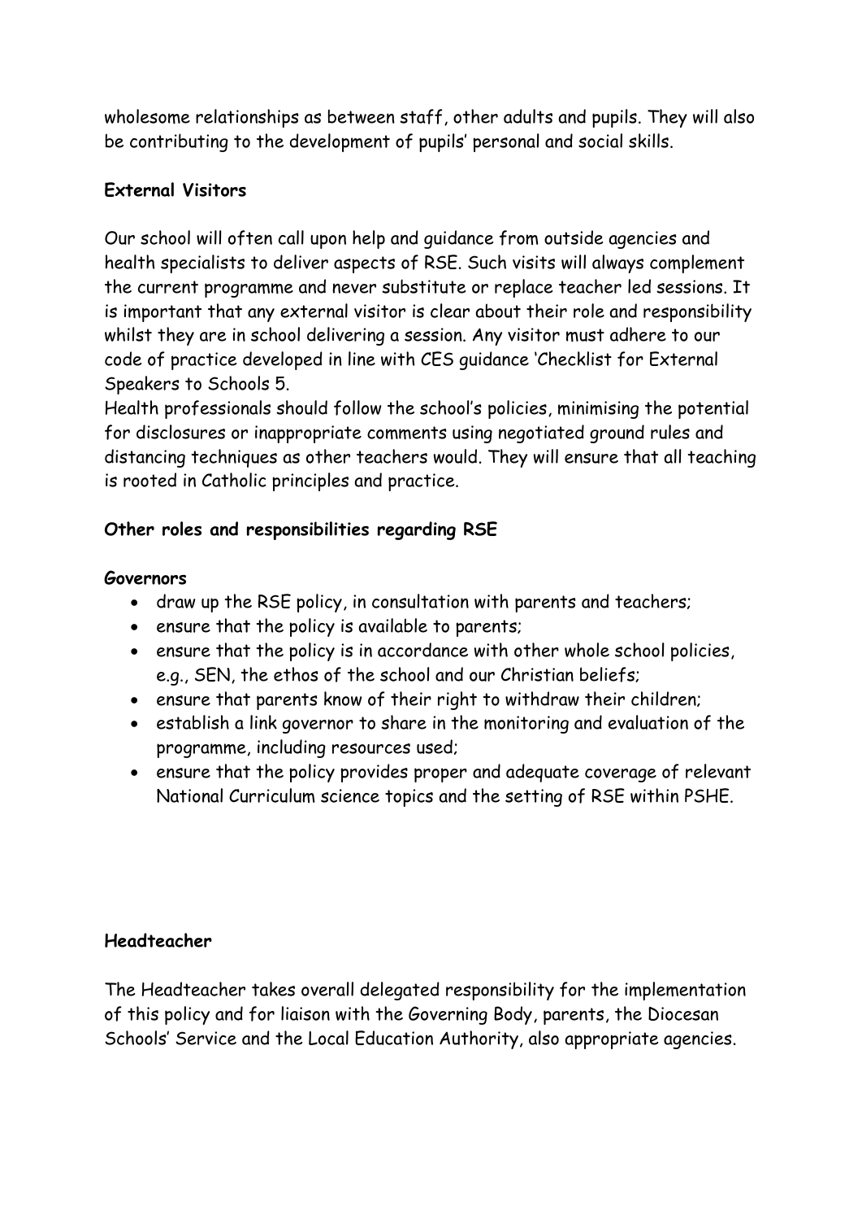wholesome relationships as between staff, other adults and pupils. They will also be contributing to the development of pupils' personal and social skills.

**External Visitors**

Our school will often call upon help and guidance from outside agencies and health specialists to deliver aspects of RSE. Such visits will always complement the current programme and never substitute or replace teacher led sessions. It is important that any external visitor is clear about their role and responsibility whilst they are in school delivering a session. Any visitor must adhere to our code of practice developed in line with CES guidance 'Checklist for External Speakers to Schools 5.

Health professionals should follow the school's policies, minimising the potential for disclosures or inappropriate comments using negotiated ground rules and distancing techniques as other teachers would. They will ensure that all teaching is rooted in Catholic principles and practice.

**Other roles and responsibilities regarding RSE**

**Governors**

- draw up the RSE policy, in consultation with parents and teachers;
- ensure that the policy is available to parents;
- ensure that the policy is in accordance with other whole school policies, e.g., SEN, the ethos of the school and our Christian beliefs;
- ensure that parents know of their right to withdraw their children;
- establish a link governor to share in the monitoring and evaluation of the programme, including resources used;
- ensure that the policy provides proper and adequate coverage of relevant National Curriculum science topics and the setting of RSE within PSHE.

**Headteacher**

The Headteacher takes overall delegated responsibility for the implementation of this policy and for liaison with the Governing Body, parents, the Diocesan Schools' Service and the Local Education Authority, also appropriate agencies.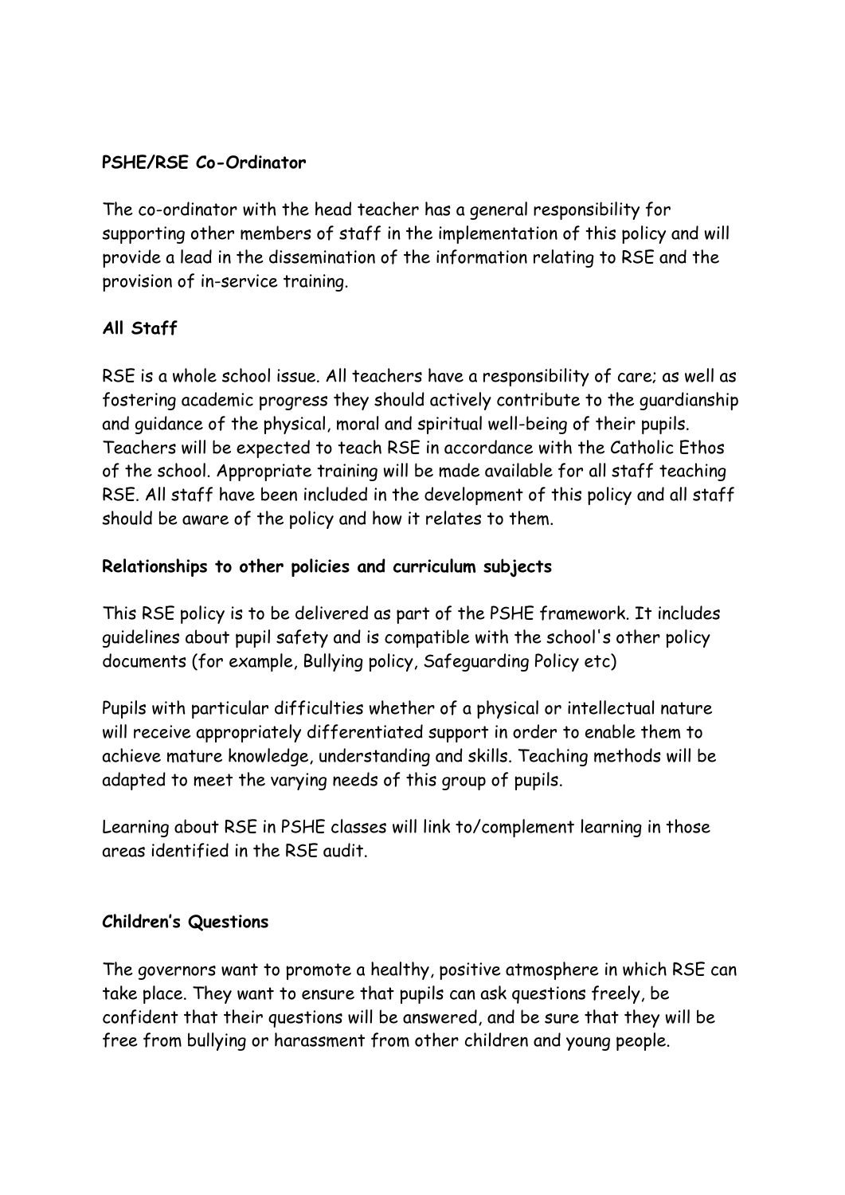**PSHE/RSE Co-Ordinator**

The co-ordinator with the head teacher has a general responsibility for supporting other members of staff in the implementation of this policy and will provide a lead in the dissemination of the information relating to RSE and the provision of in-service training.

**All Staff**

RSE is a whole school issue. All teachers have a responsibility of care; as well as fostering academic progress they should actively contribute to the guardianship and guidance of the physical, moral and spiritual well-being of their pupils. Teachers will be expected to teach RSE in accordance with the Catholic Ethos of the school. Appropriate training will be made available for all staff teaching RSE. All staff have been included in the development of this policy and all staff should be aware of the policy and how it relates to them.

**Relationships to other policies and curriculum subjects**

This RSE policy is to be delivered as part of the PSHE framework. It includes guidelines about pupil safety and is compatible with the school's other policy documents (for example, Bullying policy, Safeguarding Policy etc)

Pupils with particular difficulties whether of a physical or intellectual nature will receive appropriately differentiated support in order to enable them to achieve mature knowledge, understanding and skills. Teaching methods will be adapted to meet the varying needs of this group of pupils.

Learning about RSE in PSHE classes will link to/complement learning in those areas identified in the RSE audit.

**Children's Questions**

The governors want to promote a healthy, positive atmosphere in which RSE can take place. They want to ensure that pupils can ask questions freely, be confident that their questions will be answered, and be sure that they will be free from bullying or harassment from other children and young people.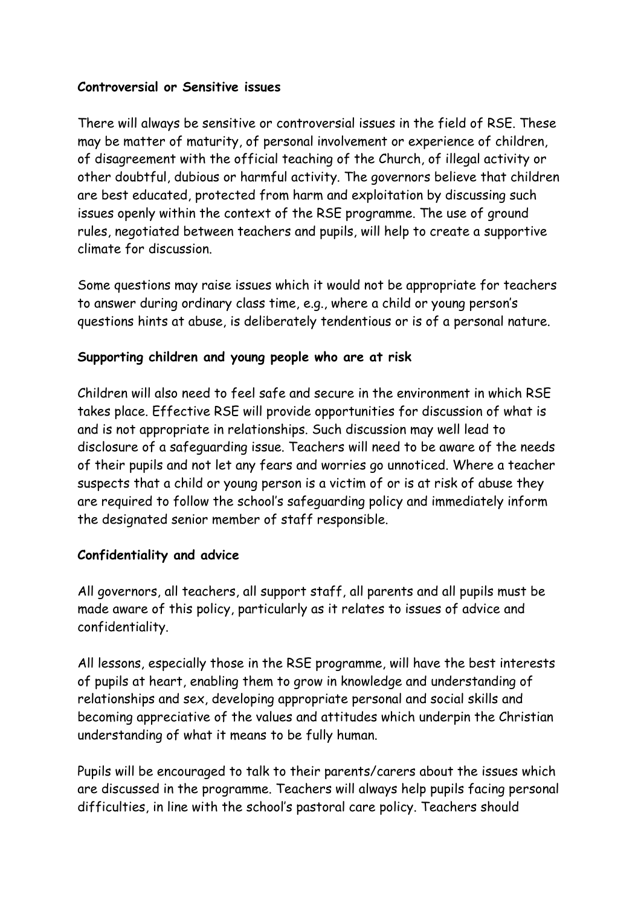**Controversial or Sensitive issues**

There will always be sensitive or controversial issues in the field of RSE. These may be matter of maturity, of personal involvement or experience of children, of disagreement with the official teaching of the Church, of illegal activity or other doubtful, dubious or harmful activity. The governors believe that children are best educated, protected from harm and exploitation by discussing such issues openly within the context of the RSE programme. The use of ground rules, negotiated between teachers and pupils, will help to create a supportive climate for discussion.

Some questions may raise issues which it would not be appropriate for teachers to answer during ordinary class time, e.g., where a child or young person's questions hints at abuse, is deliberately tendentious or is of a personal nature.

**Supporting children and young people who are at risk**

Children will also need to feel safe and secure in the environment in which RSE takes place. Effective RSE will provide opportunities for discussion of what is and is not appropriate in relationships. Such discussion may well lead to disclosure of a safeguarding issue. Teachers will need to be aware of the needs of their pupils and not let any fears and worries go unnoticed. Where a teacher suspects that a child or young person is a victim of or is at risk of abuse they are required to follow the school's safeguarding policy and immediately inform the designated senior member of staff responsible.

**Confidentiality and advice**

All governors, all teachers, all support staff, all parents and all pupils must be made aware of this policy, particularly as it relates to issues of advice and confidentiality.

All lessons, especially those in the RSE programme, will have the best interests of pupils at heart, enabling them to grow in knowledge and understanding of relationships and sex, developing appropriate personal and social skills and becoming appreciative of the values and attitudes which underpin the Christian understanding of what it means to be fully human.

Pupils will be encouraged to talk to their parents/carers about the issues which are discussed in the programme. Teachers will always help pupils facing personal difficulties, in line with the school's pastoral care policy. Teachers should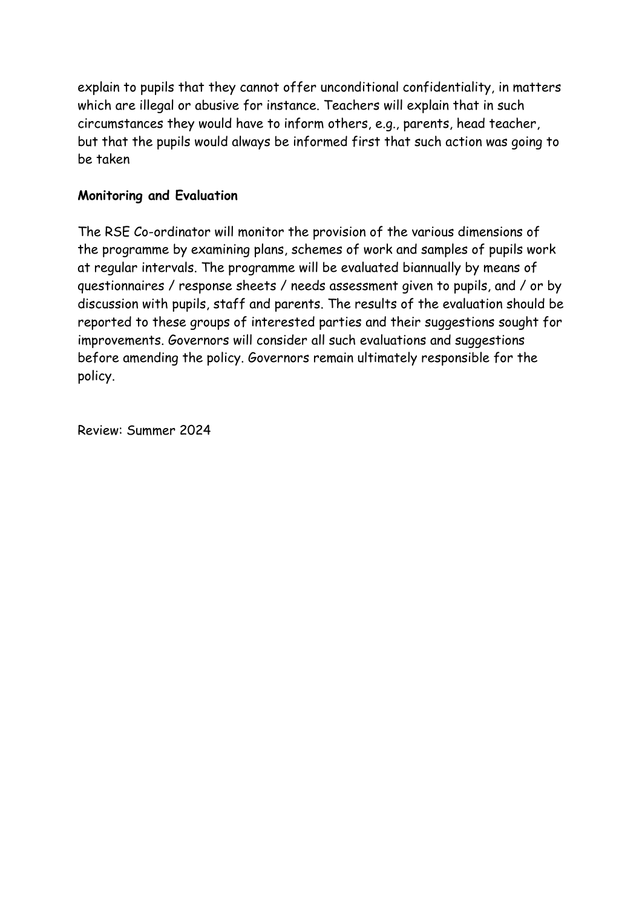explain to pupils that they cannot offer unconditional confidentiality, in matters which are illegal or abusive for instance. Teachers will explain that in such circumstances they would have to inform others, e.g., parents, head teacher, but that the pupils would always be informed first that such action was going to be taken

**Monitoring and Evaluation**

The RSE Co-ordinator will monitor the provision of the various dimensions of the programme by examining plans, schemes of work and samples of pupils work at regular intervals. The programme will be evaluated biannually by means of questionnaires / response sheets / needs assessment given to pupils, and / or by discussion with pupils, staff and parents. The results of the evaluation should be reported to these groups of interested parties and their suggestions sought for improvements. Governors will consider all such evaluations and suggestions before amending the policy. Governors remain ultimately responsible for the policy.

Review: Summer 2024